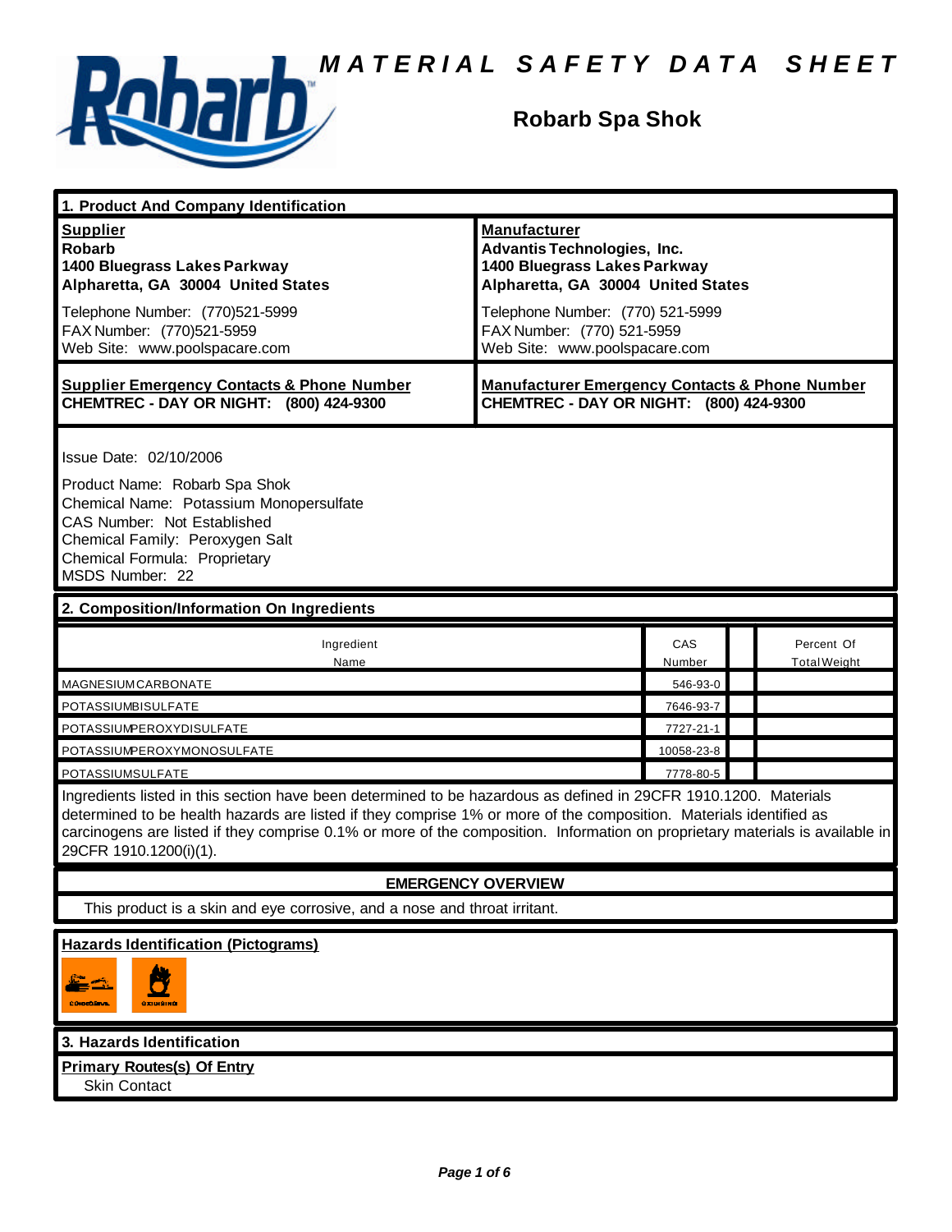# MATERIAL SAFETY DATA SHEET

## Robarb Spa Shok

### 1. Product And Company Identification

| **Supplier** | **Manufacturer** |
|---|---|
| **Robarb** | **Advantis Technologies, Inc.** |
| **1400 Bluegrass Lakes Parkway** | **1400 Bluegrass Lakes Parkway** |
| **Alpharetta, GA 30004 United States** | **Alpharetta, GA 30004 United States** |
| Telephone Number: (770)521-5999 | Telephone Number: (770) 521-5999 |
| FAX Number: (770)521-5959 | FAX Number: (770) 521-5959 |
| Web Site: www.poolspacare.com | Web Site: www.poolspacare.com |

| **Supplier Emergency Contacts & Phone Number** | **Manufacturer Emergency Contacts & Phone Number** |
|---|---|
| **CHEMTREC - DAY OR NIGHT: (800) 424-9300** | **CHEMTREC - DAY OR NIGHT: (800) 424-9300** |

Issue Date: 02/10/2006

Product Name: Robarb Spa Shok
Chemical Name: Potassium Monopersulfate
CAS Number: Not Established
Chemical Family: Peroxygen Salt
Chemical Formula: Proprietary
MSDS Number: 22

### 2. Composition/Information On Ingredients

| Ingredient Name | CAS Number | | Percent Of Total Weight |
|---|---|---|---|
| MAGNESIUM CARBONATE | 546-93-0 | | |
| POTASSIUM BISULFATE | 7646-93-7 | | |
| POTASSIUM PEROXYDISULFATE | 7727-21-1 | | |
| POTASSIUM PEROXYMONOSULFATE | 10058-23-8 | | |
| POTASSIUM SULFATE | 7778-80-5 | | |

Ingredients listed in this section have been determined to be hazardous as defined in 29CFR 1910.1200. Materials determined to be health hazards are listed if they comprise 1% or more of the composition. Materials identified as carcinogens are listed if they comprise 0.1% or more of the composition. Information on proprietary materials is available in 29CFR 1910.1200(i)(1).

### EMERGENCY OVERVIEW

This product is a skin and eye corrosive, and a nose and throat irritant.

**Hazards Identification (Pictograms)**

CORROSIVE OXIDIZING

### 3. Hazards Identification

**Primary Routes(s) Of Entry**

Skin Contact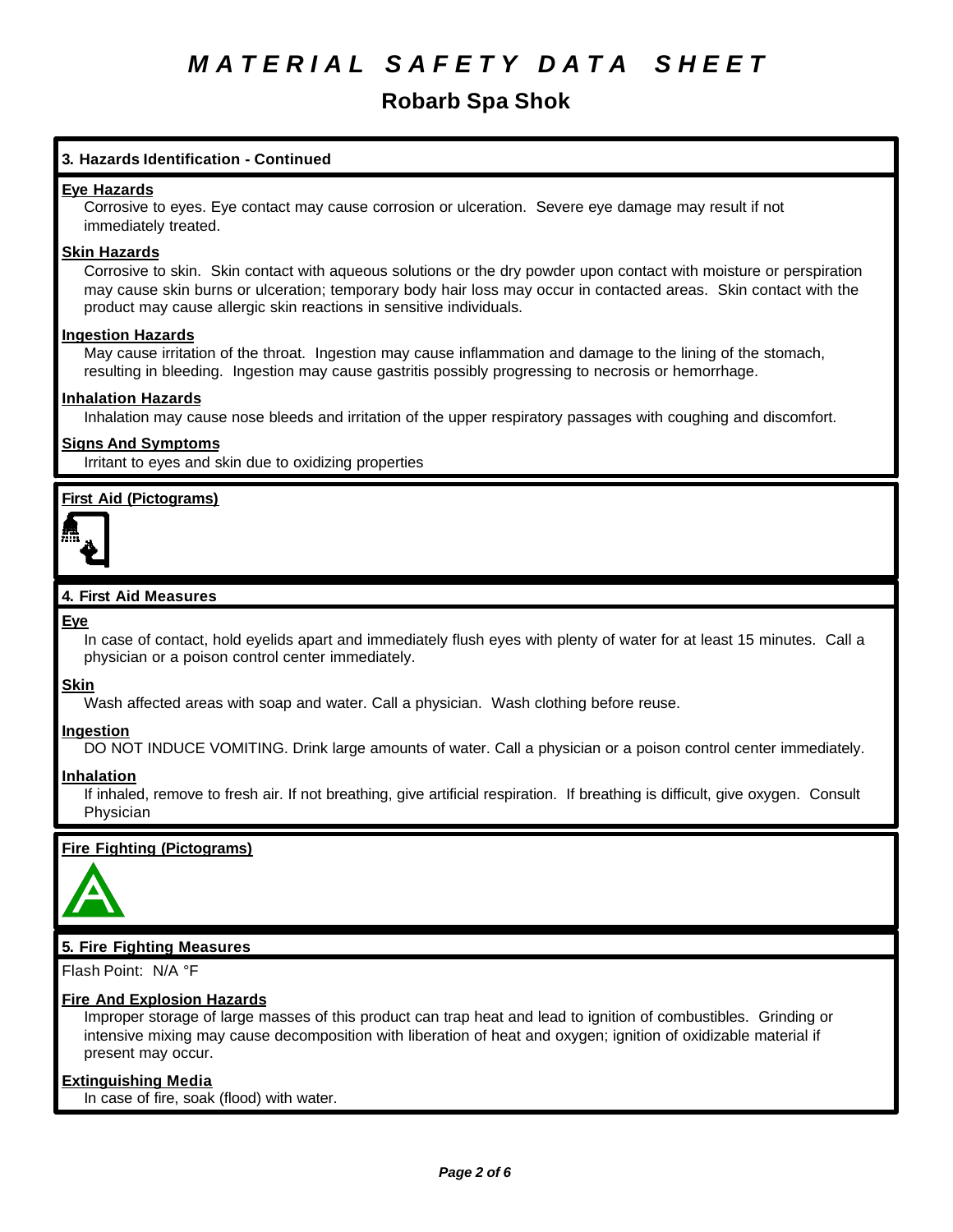# MATERIAL SAFETY DATA SHEET

## Robarb Spa Shok

### 3. Hazards Identification - Continued

**Eye Hazards**

Corrosive to eyes. Eye contact may cause corrosion or ulceration. Severe eye damage may result if not immediately treated.

**Skin Hazards**

Corrosive to skin. Skin contact with aqueous solutions or the dry powder upon contact with moisture or perspiration may cause skin burns or ulceration; temporary body hair loss may occur in contacted areas. Skin contact with the product may cause allergic skin reactions in sensitive individuals.

**Ingestion Hazards**

May cause irritation of the throat. Ingestion may cause inflammation and damage to the lining of the stomach, resulting in bleeding. Ingestion may cause gastritis possibly progressing to necrosis or hemorrhage.

**Inhalation Hazards**

Inhalation may cause nose bleeds and irritation of the upper respiratory passages with coughing and discomfort.

**Signs And Symptoms**

Irritant to eyes and skin due to oxidizing properties

**First Aid (Pictograms)**

### 4. First Aid Measures

**Eye**

In case of contact, hold eyelids apart and immediately flush eyes with plenty of water for at least 15 minutes. Call a physician or a poison control center immediately.

**Skin**

Wash affected areas with soap and water. Call a physician. Wash clothing before reuse.

**Ingestion**

DO NOT INDUCE VOMITING. Drink large amounts of water. Call a physician or a poison control center immediately.

**Inhalation**

If inhaled, remove to fresh air. If not breathing, give artificial respiration. If breathing is difficult, give oxygen. Consult Physician

**Fire Fighting (Pictograms)**

### 5. Fire Fighting Measures

Flash Point: N/A °F

**Fire And Explosion Hazards**

Improper storage of large masses of this product can trap heat and lead to ignition of combustibles. Grinding or intensive mixing may cause decomposition with liberation of heat and oxygen; ignition of oxidizable material if present may occur.

**Extinguishing Media**

In case of fire, soak (flood) with water.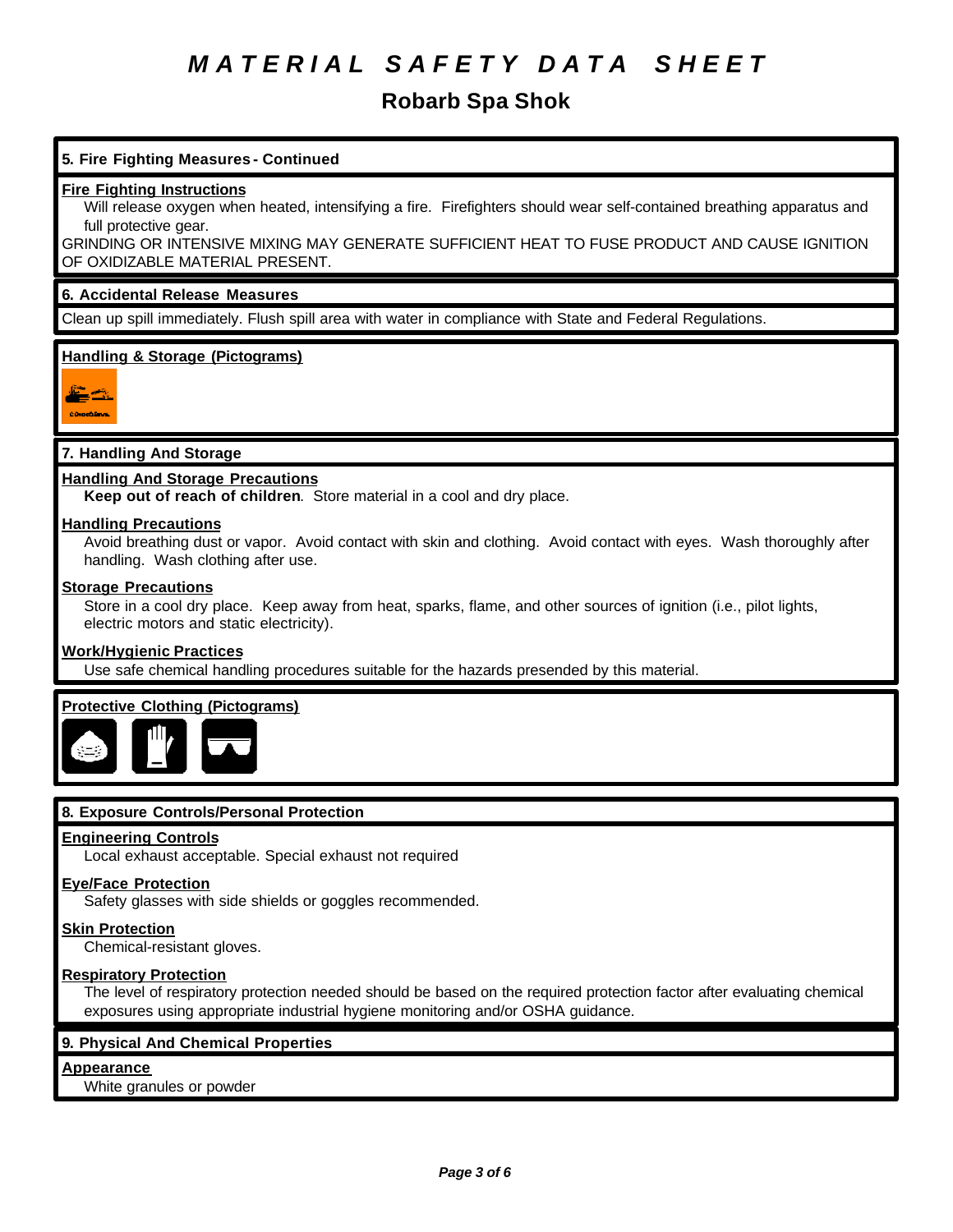# MATERIAL SAFETY DATA SHEET

## Robarb Spa Shok

### 5. Fire Fighting Measures - Continued

**Fire Fighting Instructions**

Will release oxygen when heated, intensifying a fire. Firefighters should wear self-contained breathing apparatus and full protective gear.

GRINDING OR INTENSIVE MIXING MAY GENERATE SUFFICIENT HEAT TO FUSE PRODUCT AND CAUSE IGNITION OF OXIDIZABLE MATERIAL PRESENT.

### 6. Accidental Release Measures

Clean up spill immediately. Flush spill area with water in compliance with State and Federal Regulations.

**Handling & Storage (Pictograms)**

### 7. Handling And Storage

**Handling And Storage Precautions**

**Keep out of reach of children**. Store material in a cool and dry place.

**Handling Precautions**

Avoid breathing dust or vapor. Avoid contact with skin and clothing. Avoid contact with eyes. Wash thoroughly after handling. Wash clothing after use.

**Storage Precautions**

Store in a cool dry place. Keep away from heat, sparks, flame, and other sources of ignition (i.e., pilot lights, electric motors and static electricity).

**Work/Hygienic Practices**

Use safe chemical handling procedures suitable for the hazards presended by this material.

**Protective Clothing (Pictograms)**

### 8. Exposure Controls/Personal Protection

**Engineering Controls**

Local exhaust acceptable. Special exhaust not required

**Eye/Face Protection**

Safety glasses with side shields or goggles recommended.

**Skin Protection**

Chemical-resistant gloves.

**Respiratory Protection**

The level of respiratory protection needed should be based on the required protection factor after evaluating chemical exposures using appropriate industrial hygiene monitoring and/or OSHA guidance.

### 9. Physical And Chemical Properties

**Appearance**

White granules or powder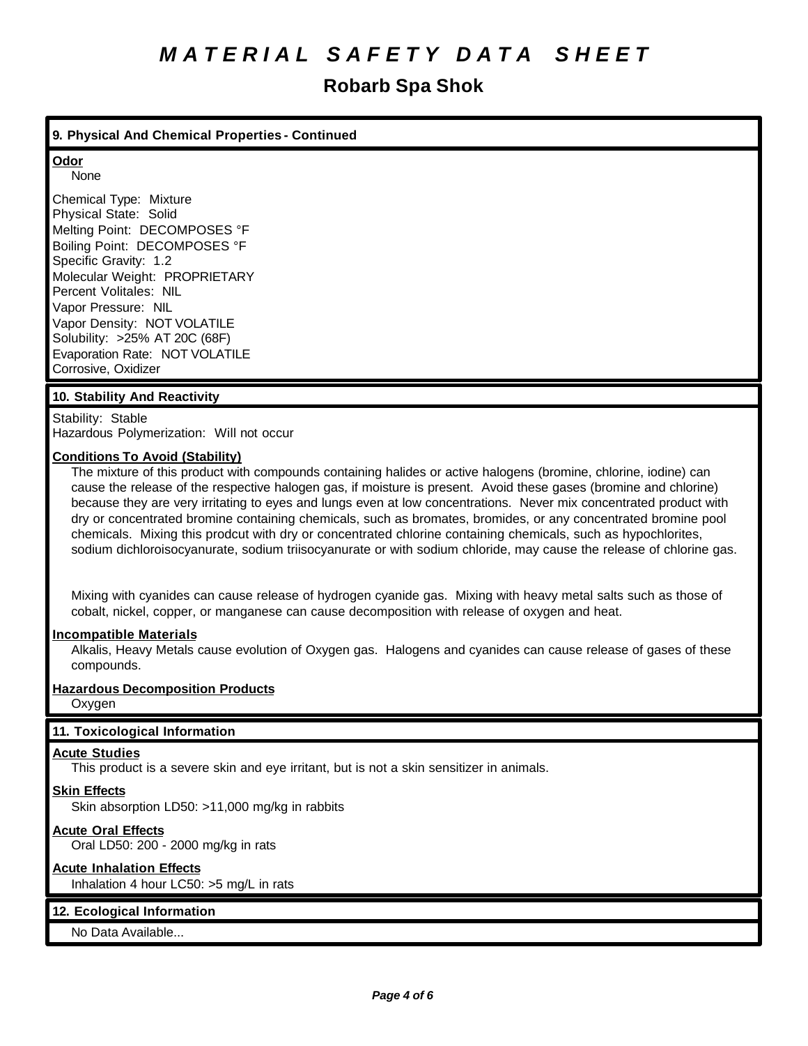# *MATERIAL SAFETY DATA SHEET*

## Robarb Spa Shok

### 9. Physical And Chemical Properties - Continued

**Odor**
None

Chemical Type: Mixture
Physical State: Solid
Melting Point: DECOMPOSES °F
Boiling Point: DECOMPOSES °F
Specific Gravity: 1.2
Molecular Weight: PROPRIETARY
Percent Volitales: NIL
Vapor Pressure: NIL
Vapor Density: NOT VOLATILE
Solubility: >25% AT 20C (68F)
Evaporation Rate: NOT VOLATILE
Corrosive, Oxidizer

### 10. Stability And Reactivity

Stability: Stable
Hazardous Polymerization: Will not occur

**Conditions To Avoid (Stability)**
The mixture of this product with compounds containing halides or active halogens (bromine, chlorine, iodine) can cause the release of the respective halogen gas, if moisture is present. Avoid these gases (bromine and chlorine) because they are very irritating to eyes and lungs even at low concentrations. Never mix concentrated product with dry or concentrated bromine containing chemicals, such as bromates, bromides, or any concentrated bromine pool chemicals. Mixing this prodcut with dry or concentrated chlorine containing chemicals, such as hypochlorites, sodium dichloroisocyanurate, sodium triisocyanurate or with sodium chloride, may cause the release of chlorine gas.

Mixing with cyanides can cause release of hydrogen cyanide gas. Mixing with heavy metal salts such as those of cobalt, nickel, copper, or manganese can cause decomposition with release of oxygen and heat.

**Incompatible Materials**
Alkalis, Heavy Metals cause evolution of Oxygen gas. Halogens and cyanides can cause release of gases of these compounds.

**Hazardous Decomposition Products**
Oxygen

### 11. Toxicological Information

**Acute Studies**
This product is a severe skin and eye irritant, but is not a skin sensitizer in animals.

**Skin Effects**
Skin absorption LD50: >11,000 mg/kg in rabbits

**Acute Oral Effects**
Oral LD50: 200 - 2000 mg/kg in rats

**Acute Inhalation Effects**
Inhalation 4 hour LC50: >5 mg/L in rats

### 12. Ecological Information

No Data Available...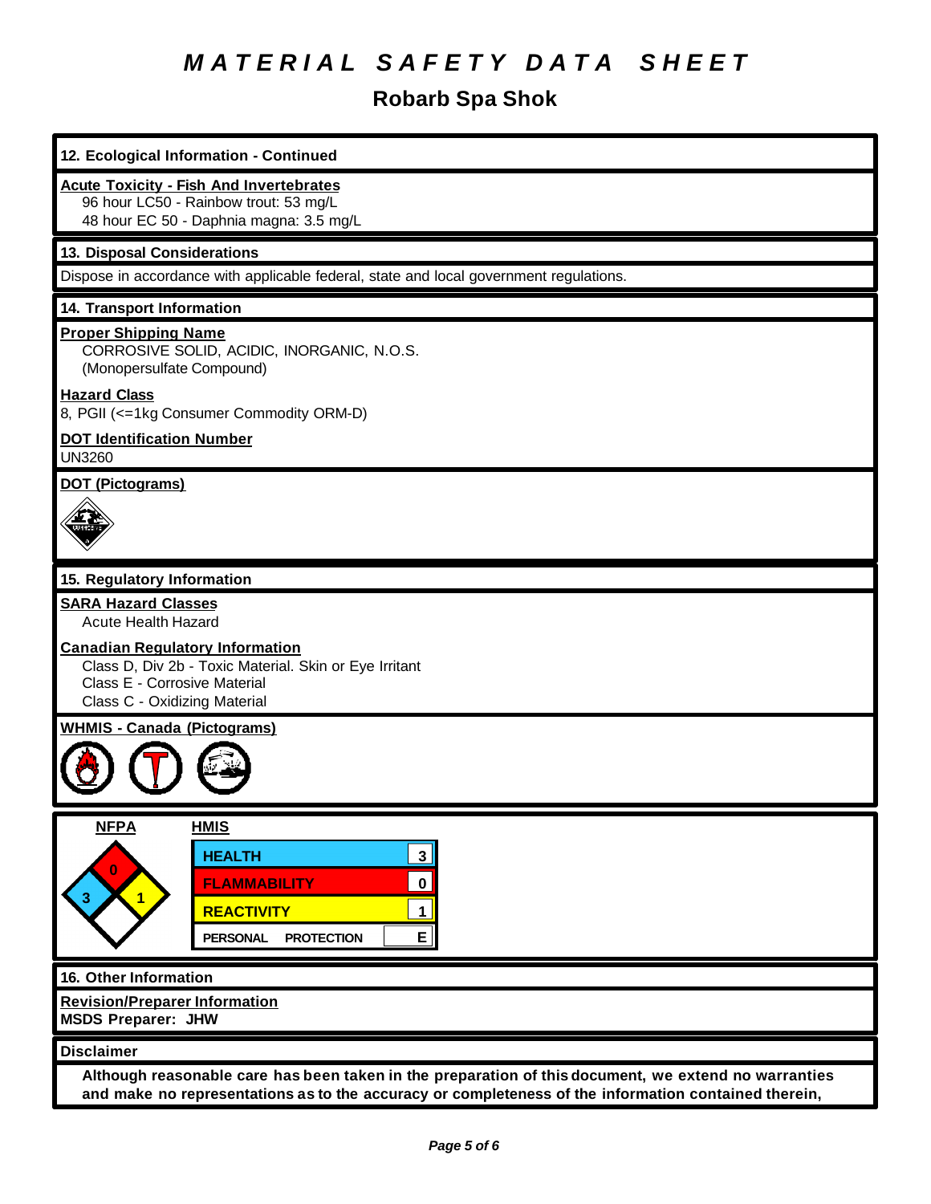# MATERIAL SAFETY DATA SHEET

## Robarb Spa Shok

### 12. Ecological Information - Continued

**Acute Toxicity - Fish And Invertebrates**

96 hour LC50 - Rainbow trout: 53 mg/L
48 hour EC 50 - Daphnia magna: 3.5 mg/L

### 13. Disposal Considerations

Dispose in accordance with applicable federal, state and local government regulations.

### 14. Transport Information

**Proper Shipping Name**

CORROSIVE SOLID, ACIDIC, INORGANIC, N.O.S.
(Monopersulfate Compound)

**Hazard Class**

8, PGII (<=1kg Consumer Commodity ORM-D)

**DOT Identification Number**

UN3260

**DOT (Pictograms)**

### 15. Regulatory Information

**SARA Hazard Classes**

Acute Health Hazard

**Canadian Regulatory Information**

Class D, Div 2b - Toxic Material. Skin or Eye Irritant
Class E - Corrosive Material
Class C - Oxidizing Material

**WHMIS - Canada (Pictograms)**

**NFPA**

| Health | Flammability | Reactivity | Special |
|---|---|---|---|
| 3 | 0 | 1 | |

**HMIS**

| | |
|---|---|
| HEALTH | 3 |
| FLAMMABILITY | 0 |
| REACTIVITY | 1 |
| PERSONAL PROTECTION | E |

### 16. Other Information

**Revision/Preparer Information**

**MSDS Preparer: JHW**

### Disclaimer

**Although reasonable care has been taken in the preparation of this document, we extend no warranties and make no representations as to the accuracy or completeness of the information contained therein,**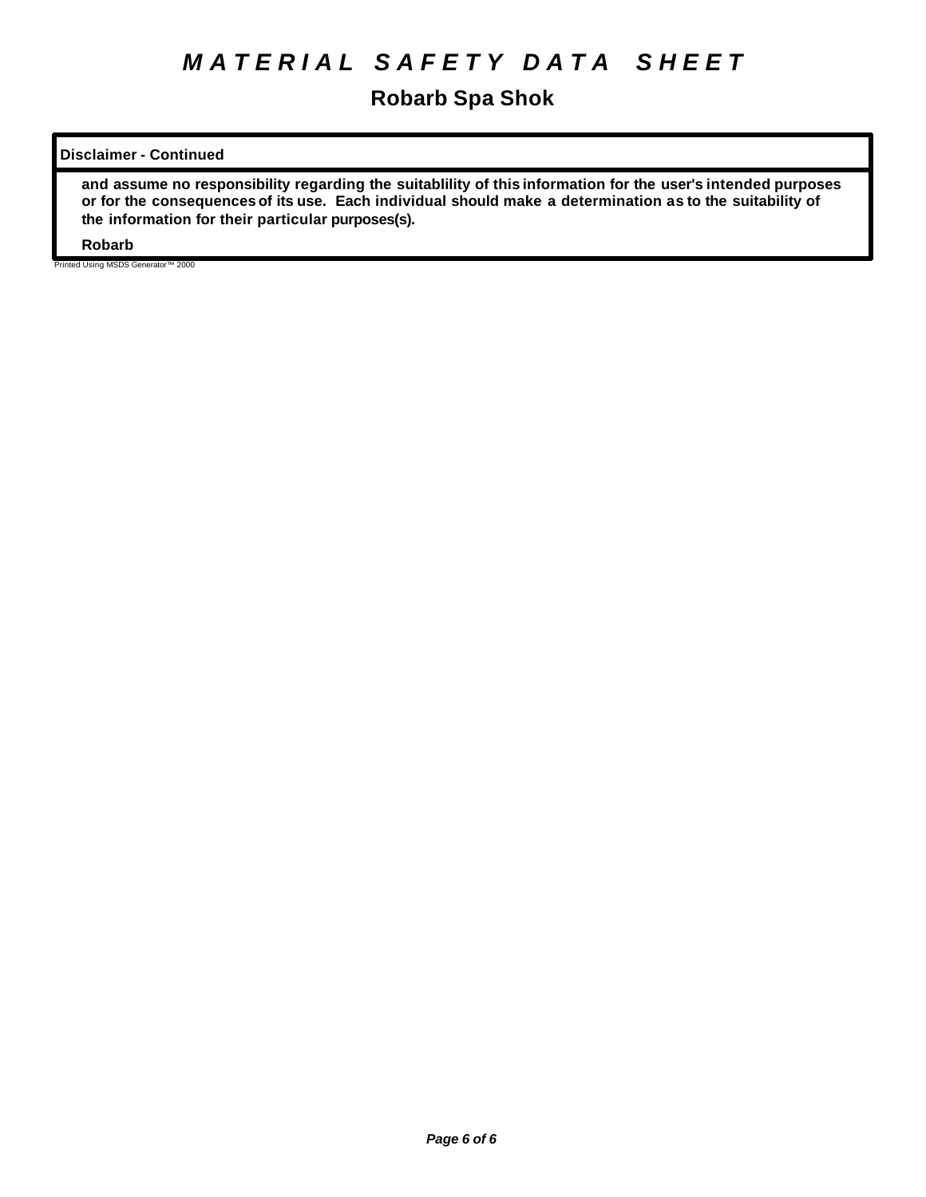**Disclaimer - Continued**

**and assume no responsibility regarding the suitablility of this information for the user's intended purposes or for the consequences of its use. Each individual should make a determination as to the suitability of the information for their particular purposes(s).**

**Robarb**

Printed Using MSDS Generator™ 2000